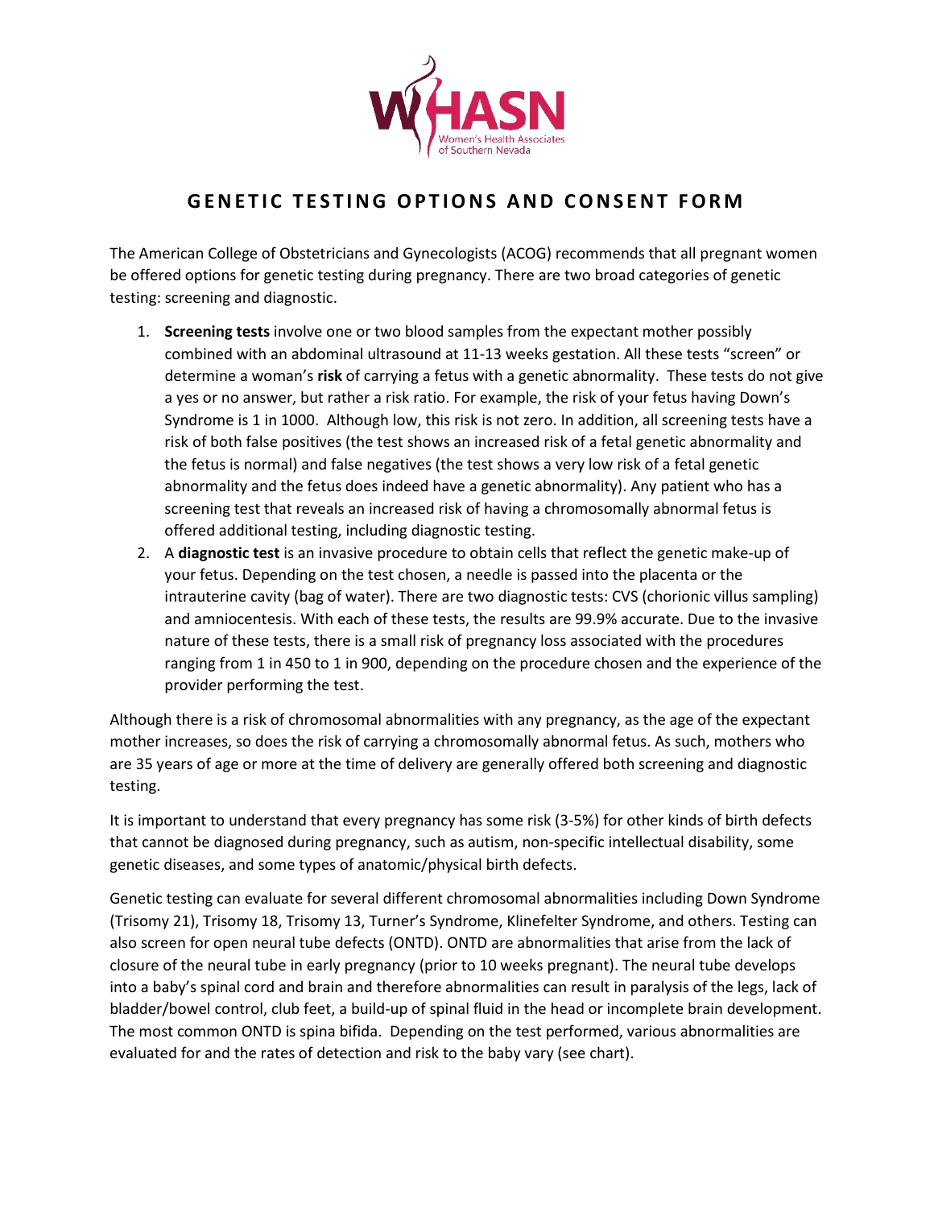WHASN

Women's Health Associates of Southern Nevada

# GENETIC TESTING OPTIONS AND CONSENT FORM

The American College of Obstetricians and Gynecologists (ACOG) recommends that all pregnant women be offered options for genetic testing during pregnancy. There are two broad categories of genetic testing: screening and diagnostic.

1. **Screening tests** involve one or two blood samples from the expectant mother possibly combined with an abdominal ultrasound at 11-13 weeks gestation. All these tests "screen" or determine a woman's **risk** of carrying a fetus with a genetic abnormality. These tests do not give a yes or no answer, but rather a risk ratio. For example, the risk of your fetus having Down's Syndrome is 1 in 1000. Although low, this risk is not zero. In addition, all screening tests have a risk of both false positives (the test shows an increased risk of a fetal genetic abnormality and the fetus is normal) and false negatives (the test shows a very low risk of a fetal genetic abnormality and the fetus does indeed have a genetic abnormality). Any patient who has a screening test that reveals an increased risk of having a chromosomally abnormal fetus is offered additional testing, including diagnostic testing.
2. A **diagnostic test** is an invasive procedure to obtain cells that reflect the genetic make-up of your fetus. Depending on the test chosen, a needle is passed into the placenta or the intrauterine cavity (bag of water). There are two diagnostic tests: CVS (chorionic villus sampling) and amniocentesis. With each of these tests, the results are 99.9% accurate. Due to the invasive nature of these tests, there is a small risk of pregnancy loss associated with the procedures ranging from 1 in 450 to 1 in 900, depending on the procedure chosen and the experience of the provider performing the test.

Although there is a risk of chromosomal abnormalities with any pregnancy, as the age of the expectant mother increases, so does the risk of carrying a chromosomally abnormal fetus. As such, mothers who are 35 years of age or more at the time of delivery are generally offered both screening and diagnostic testing.

It is important to understand that every pregnancy has some risk (3-5%) for other kinds of birth defects that cannot be diagnosed during pregnancy, such as autism, non-specific intellectual disability, some genetic diseases, and some types of anatomic/physical birth defects.

Genetic testing can evaluate for several different chromosomal abnormalities including Down Syndrome (Trisomy 21), Trisomy 18, Trisomy 13, Turner's Syndrome, Klinefelter Syndrome, and others. Testing can also screen for open neural tube defects (ONTD). ONTD are abnormalities that arise from the lack of closure of the neural tube in early pregnancy (prior to 10 weeks pregnant). The neural tube develops into a baby's spinal cord and brain and therefore abnormalities can result in paralysis of the legs, lack of bladder/bowel control, club feet, a build-up of spinal fluid in the head or incomplete brain development. The most common ONTD is spina bifida. Depending on the test performed, various abnormalities are evaluated for and the rates of detection and risk to the baby vary (see chart).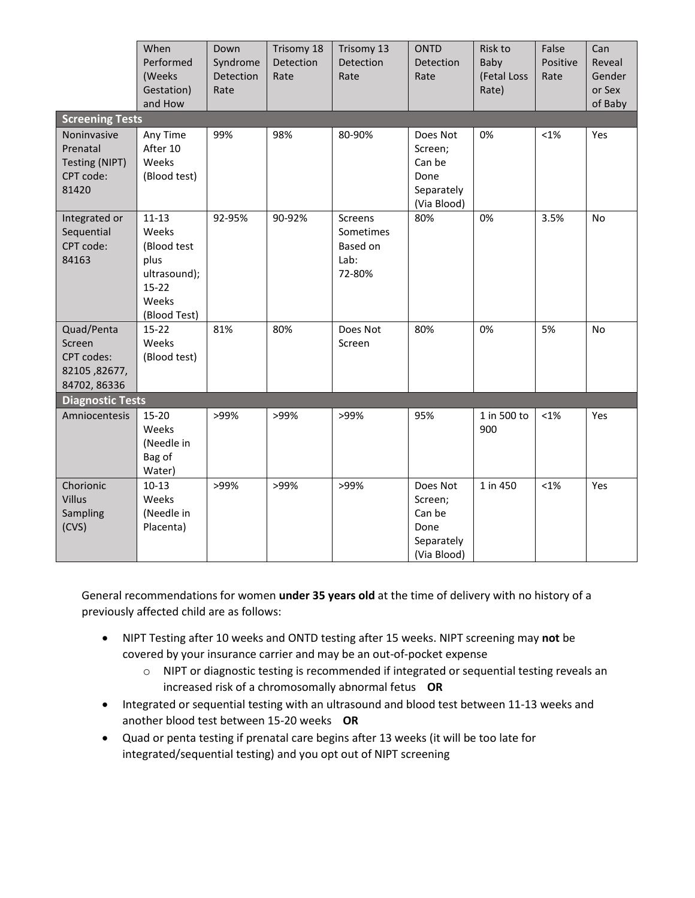| | When Performed (Weeks Gestation) and How | Down Syndrome Detection Rate | Trisomy 18 Detection Rate | Trisomy 13 Detection Rate | ONTD Detection Rate | Risk to Baby (Fetal Loss Rate) | False Positive Rate | Can Reveal Gender or Sex of Baby |
|---|---|---|---|---|---|---|---|---|
| **Screening Tests** | | | | | | | | |
| Noninvasive Prenatal Testing (NIPT) CPT code: 81420 | Any Time After 10 Weeks (Blood test) | 99% | 98% | 80-90% | Does Not Screen; Can be Done Separately (Via Blood) | 0% | <1% | Yes |
| Integrated or Sequential CPT code: 84163 | 11-13 Weeks (Blood test plus ultrasound); 15-22 Weeks (Blood Test) | 92-95% | 90-92% | Screens Sometimes Based on Lab: 72-80% | 80% | 0% | 3.5% | No |
| Quad/Penta Screen CPT codes: 82105 ,82677, 84702, 86336 | 15-22 Weeks (Blood test) | 81% | 80% | Does Not Screen | 80% | 0% | 5% | No |
| **Diagnostic Tests** | | | | | | | | |
| Amniocentesis | 15-20 Weeks (Needle in Bag of Water) | >99% | >99% | >99% | 95% | 1 in 500 to 900 | <1% | Yes |
| Chorionic Villus Sampling (CVS) | 10-13 Weeks (Needle in Placenta) | >99% | >99% | >99% | Does Not Screen; Can be Done Separately (Via Blood) | 1 in 450 | <1% | Yes |

General recommendations for women **under 35 years old** at the time of delivery with no history of a previously affected child are as follows:

- NIPT Testing after 10 weeks and ONTD testing after 15 weeks. NIPT screening may **not** be covered by your insurance carrier and may be an out-of-pocket expense
  - NIPT or diagnostic testing is recommended if integrated or sequential testing reveals an increased risk of a chromosomally abnormal fetus **OR**
- Integrated or sequential testing with an ultrasound and blood test between 11-13 weeks and another blood test between 15-20 weeks **OR**
- Quad or penta testing if prenatal care begins after 13 weeks (it will be too late for integrated/sequential testing) and you opt out of NIPT screening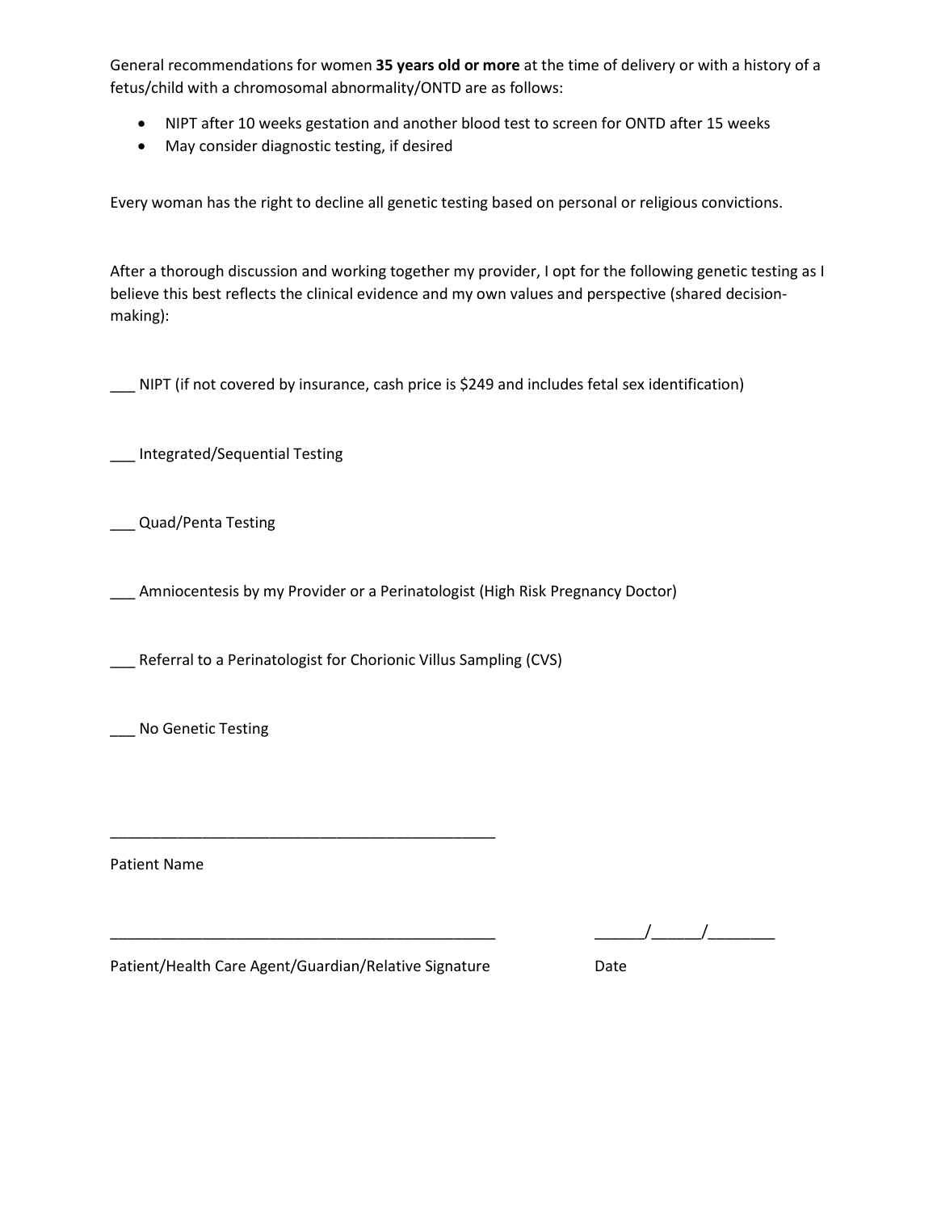General recommendations for women **35 years old or more** at the time of delivery or with a history of a fetus/child with a chromosomal abnormality/ONTD are as follows:

- NIPT after 10 weeks gestation and another blood test to screen for ONTD after 15 weeks
- May consider diagnostic testing, if desired

Every woman has the right to decline all genetic testing based on personal or religious convictions.

After a thorough discussion and working together my provider, I opt for the following genetic testing as I believe this best reflects the clinical evidence and my own values and perspective (shared decision-making):

___ NIPT (if not covered by insurance, cash price is $249 and includes fetal sex identification)

___ Integrated/Sequential Testing

___ Quad/Penta Testing

___ Amniocentesis by my Provider or a Perinatologist (High Risk Pregnancy Doctor)

___ Referral to a Perinatologist for Chorionic Villus Sampling (CVS)

___ No Genetic Testing

_______________________________________________

Patient Name

_______________________________________________ ______/______/________

Patient/Health Care Agent/Guardian/Relative Signature Date